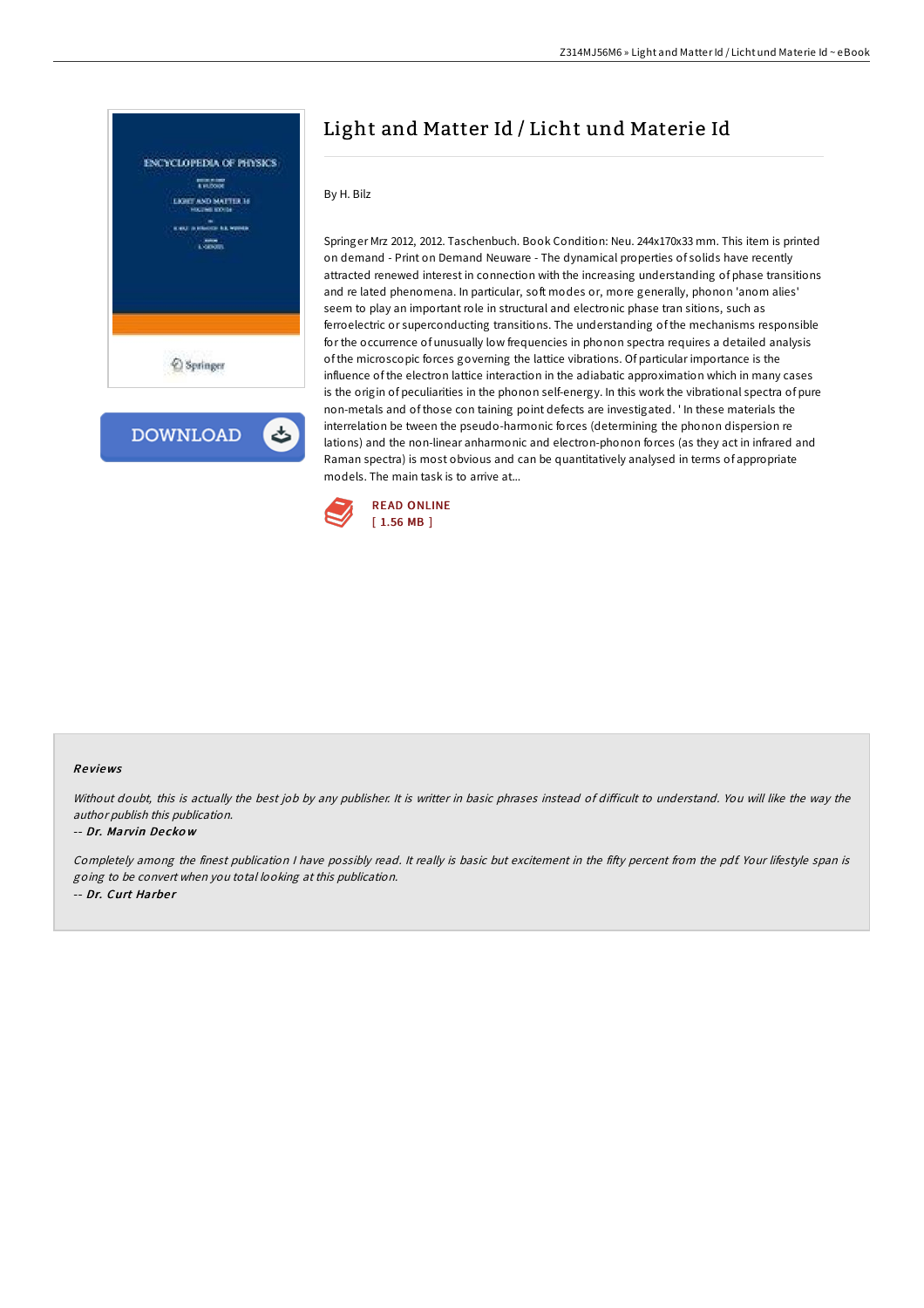# Light and Matter Id / Licht und Materie Id

By H. Bilz

Springer Mrz 2012, 2012. Taschenbuch. Book Condition: Neu. 244x170x33 mm. This item is printed on demand - Print on Demand Neuware - The dynamical properties of solids have recently attracted renewed interest in connection with the increasing understanding of phase transitions and re lated phenomena. In particular, soft modes or, more generally, phonon 'anom alies' seem to play an important role in structural and electronic phase tran sitions, such as ferroelectric or superconducting transitions. The understanding of the mechanisms responsible for the occurrence of unusually low frequencies in phonon spectra requires a detailed analysis of the microscopic forces governing the lattice vibrations. Of particular importance is the influence of the electron lattice interaction in the adiabatic approximation which in many cases is the origin of peculiarities in the phonon self-energy. In this work the vibrational spectra of pure non-metals and of those con taining point defects are investigated. ' In these materials the interrelation be tween the pseudo-harmonic forces (determining the phonon dispersion re lations) and the non-linear anharmonic and electron-phonon forces (as they act in infrared and Raman spectra) is most obvious and can be quantitatively analysed in terms of appropriate models. The main task is to arrive at...

READ ONLINE
[ 1.56 MB ]

## Reviews

*Without doubt, this is actually the best job by any publisher. It is writter in basic phrases instead of difficult to understand. You will like the way the author publish this publication.*

*-- Dr. Marvin Deckow*

*Completely among the finest publication I have possibly read. It really is basic but excitement in the fifty percent from the pdf. Your lifestyle span is going to be convert when you total looking at this publication.*

*-- Dr. Curt Harber*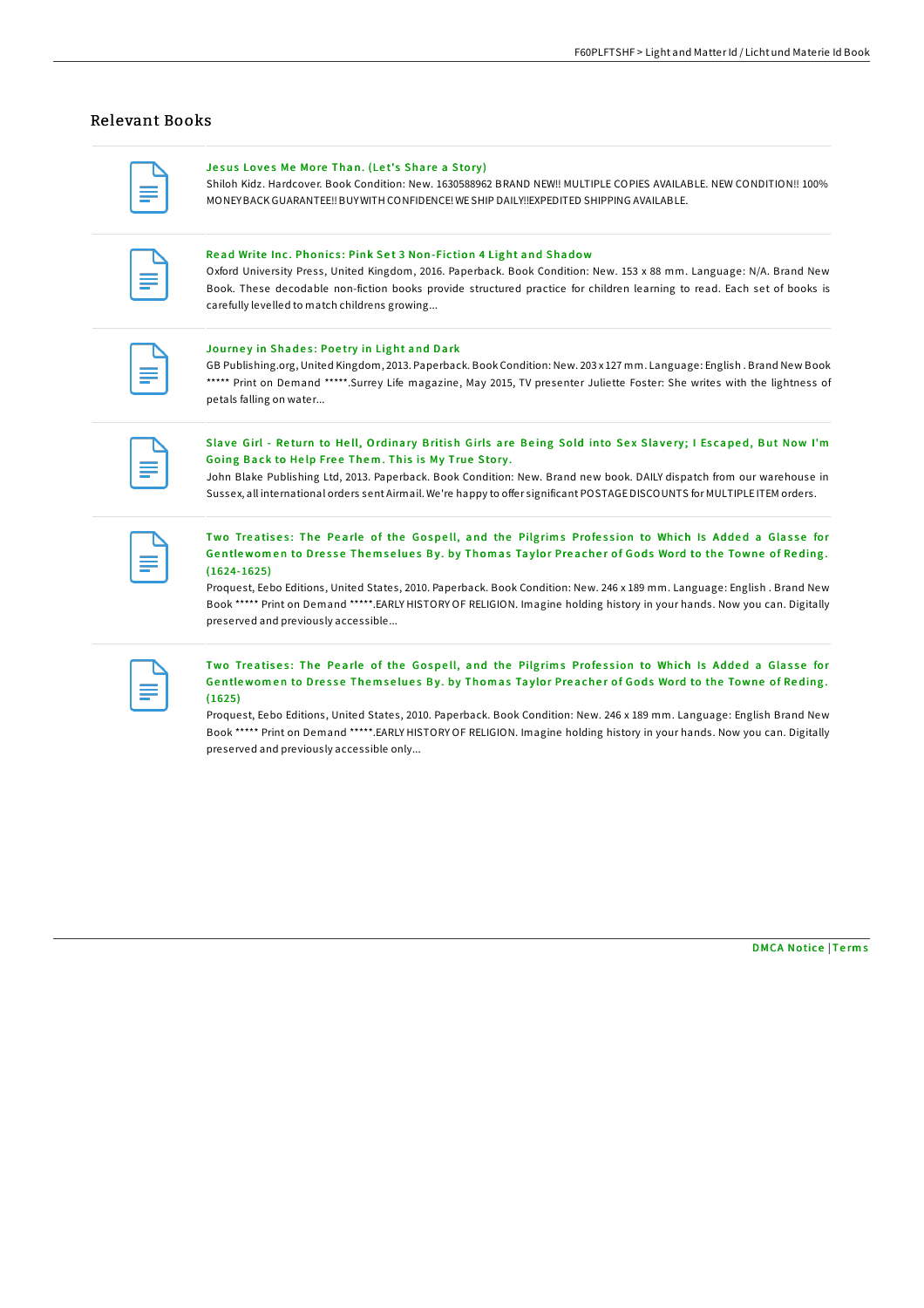## Relevant Books

### Jesus Loves Me More Than. (Let's Share a Story)

Shiloh Kidz. Hardcover. Book Condition: New. 1630588962 BRAND NEW!! MULTIPLE COPIES AVAILABLE. NEW CONDITION!! 100% MONEYBACK GUARANTEE!! BUY WITH CONFIDENCE! WE SHIP DAILY!!EXPEDITED SHIPPING AVAILABLE.

### Read Write Inc. Phonics: Pink Set 3 Non-Fiction 4 Light and Shadow

Oxford University Press, United Kingdom, 2016. Paperback. Book Condition: New. 153 x 88 mm. Language: N/A. Brand New Book. These decodable non-fiction books provide structured practice for children learning to read. Each set of books is carefully levelled to match childrens growing...

### Journey in Shades: Poetry in Light and Dark

GB Publishing.org, United Kingdom, 2013. Paperback. Book Condition: New. 203 x 127 mm. Language: English . Brand New Book ***** Print on Demand *****.Surrey Life magazine, May 2015, TV presenter Juliette Foster: She writes with the lightness of petals falling on water...

### Slave Girl - Return to Hell, Ordinary British Girls are Being Sold into Sex Slavery; I Escaped, But Now I'm Going Back to Help Free Them. This is My True Story.

John Blake Publishing Ltd, 2013. Paperback. Book Condition: New. Brand new book. DAILY dispatch from our warehouse in Sussex, all international orders sent Airmail. We're happy to offer significant POSTAGE DISCOUNTS for MULTIPLE ITEM orders.

### Two Treatises: The Pearle of the Gospell, and the Pilgrims Profession to Which Is Added a Glasse for Gentlewomen to Dresse Themselues By. by Thomas Taylor Preacher of Gods Word to the Towne of Reding. (1624-1625)

Proquest, Eebo Editions, United States, 2010. Paperback. Book Condition: New. 246 x 189 mm. Language: English . Brand New Book ***** Print on Demand *****.EARLY HISTORY OF RELIGION. Imagine holding history in your hands. Now you can. Digitally preserved and previously accessible...

### Two Treatises: The Pearle of the Gospell, and the Pilgrims Profession to Which Is Added a Glasse for Gentlewomen to Dresse Themselues By. by Thomas Taylor Preacher of Gods Word to the Towne of Reding. (1625)

Proquest, Eebo Editions, United States, 2010. Paperback. Book Condition: New. 246 x 189 mm. Language: English Brand New Book ***** Print on Demand *****.EARLY HISTORY OF RELIGION. Imagine holding history in your hands. Now you can. Digitally preserved and previously accessible only...